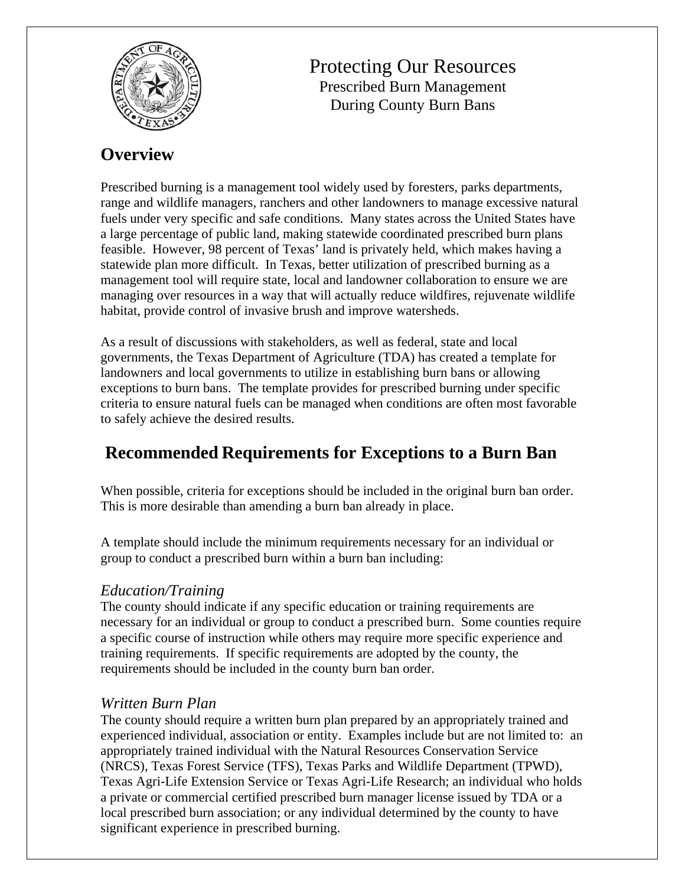# Protecting Our Resources

Prescribed Burn Management
During County Burn Bans

## Overview

Prescribed burning is a management tool widely used by foresters, parks departments, range and wildlife managers, ranchers and other landowners to manage excessive natural fuels under very specific and safe conditions. Many states across the United States have a large percentage of public land, making statewide coordinated prescribed burn plans feasible. However, 98 percent of Texas' land is privately held, which makes having a statewide plan more difficult. In Texas, better utilization of prescribed burning as a management tool will require state, local and landowner collaboration to ensure we are managing over resources in a way that will actually reduce wildfires, rejuvenate wildlife habitat, provide control of invasive brush and improve watersheds.

As a result of discussions with stakeholders, as well as federal, state and local governments, the Texas Department of Agriculture (TDA) has created a template for landowners and local governments to utilize in establishing burn bans or allowing exceptions to burn bans. The template provides for prescribed burning under specific criteria to ensure natural fuels can be managed when conditions are often most favorable to safely achieve the desired results.

## Recommended Requirements for Exceptions to a Burn Ban

When possible, criteria for exceptions should be included in the original burn ban order. This is more desirable than amending a burn ban already in place.

A template should include the minimum requirements necessary for an individual or group to conduct a prescribed burn within a burn ban including:

### *Education/Training*

The county should indicate if any specific education or training requirements are necessary for an individual or group to conduct a prescribed burn. Some counties require a specific course of instruction while others may require more specific experience and training requirements. If specific requirements are adopted by the county, the requirements should be included in the county burn ban order.

### *Written Burn Plan*

The county should require a written burn plan prepared by an appropriately trained and experienced individual, association or entity. Examples include but are not limited to: an appropriately trained individual with the Natural Resources Conservation Service (NRCS), Texas Forest Service (TFS), Texas Parks and Wildlife Department (TPWD), Texas Agri-Life Extension Service or Texas Agri-Life Research; an individual who holds a private or commercial certified prescribed burn manager license issued by TDA or a local prescribed burn association; or any individual determined by the county to have significant experience in prescribed burning.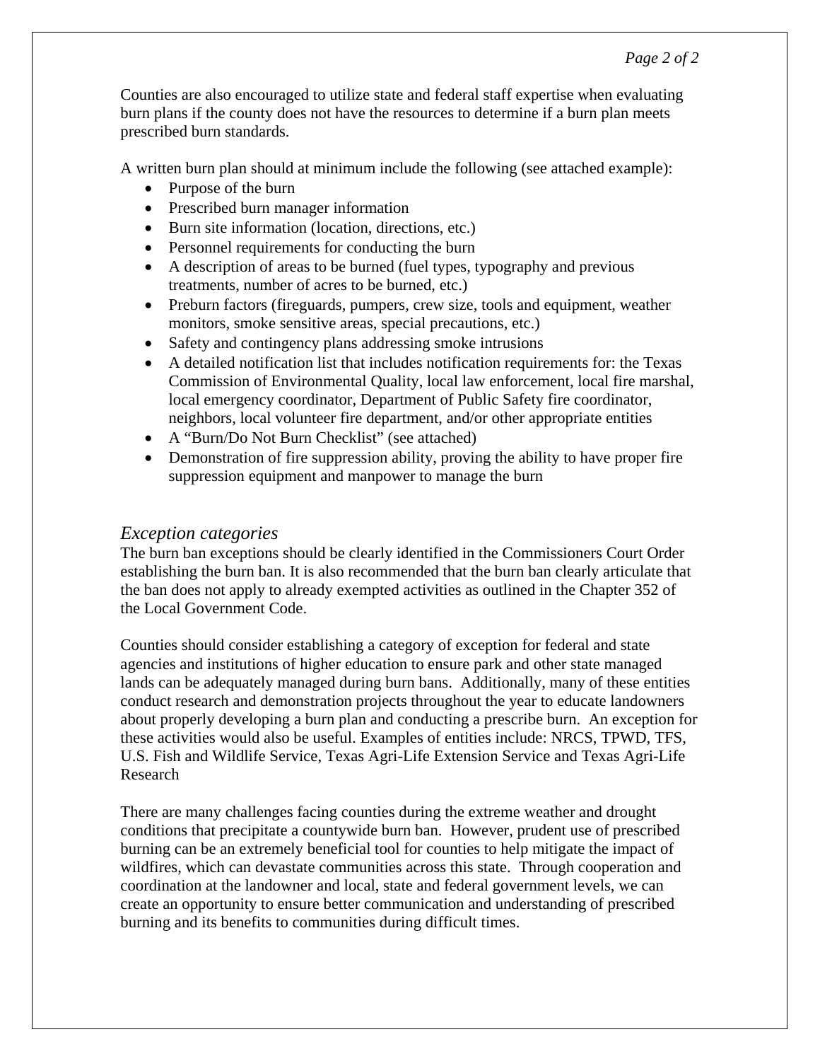Counties are also encouraged to utilize state and federal staff expertise when evaluating burn plans if the county does not have the resources to determine if a burn plan meets prescribed burn standards.

A written burn plan should at minimum include the following (see attached example):

- Purpose of the burn
- Prescribed burn manager information
- Burn site information (location, directions, etc.)
- Personnel requirements for conducting the burn
- A description of areas to be burned (fuel types, typography and previous treatments, number of acres to be burned, etc.)
- Preburn factors (fireguards, pumpers, crew size, tools and equipment, weather monitors, smoke sensitive areas, special precautions, etc.)
- Safety and contingency plans addressing smoke intrusions
- A detailed notification list that includes notification requirements for: the Texas Commission of Environmental Quality, local law enforcement, local fire marshal, local emergency coordinator, Department of Public Safety fire coordinator, neighbors, local volunteer fire department, and/or other appropriate entities
- A "Burn/Do Not Burn Checklist" (see attached)
- Demonstration of fire suppression ability, proving the ability to have proper fire suppression equipment and manpower to manage the burn

## *Exception categories*

The burn ban exceptions should be clearly identified in the Commissioners Court Order establishing the burn ban. It is also recommended that the burn ban clearly articulate that the ban does not apply to already exempted activities as outlined in the Chapter 352 of the Local Government Code.

Counties should consider establishing a category of exception for federal and state agencies and institutions of higher education to ensure park and other state managed lands can be adequately managed during burn bans. Additionally, many of these entities conduct research and demonstration projects throughout the year to educate landowners about properly developing a burn plan and conducting a prescribe burn. An exception for these activities would also be useful. Examples of entities include: NRCS, TPWD, TFS, U.S. Fish and Wildlife Service, Texas Agri-Life Extension Service and Texas Agri-Life Research

There are many challenges facing counties during the extreme weather and drought conditions that precipitate a countywide burn ban. However, prudent use of prescribed burning can be an extremely beneficial tool for counties to help mitigate the impact of wildfires, which can devastate communities across this state. Through cooperation and coordination at the landowner and local, state and federal government levels, we can create an opportunity to ensure better communication and understanding of prescribed burning and its benefits to communities during difficult times.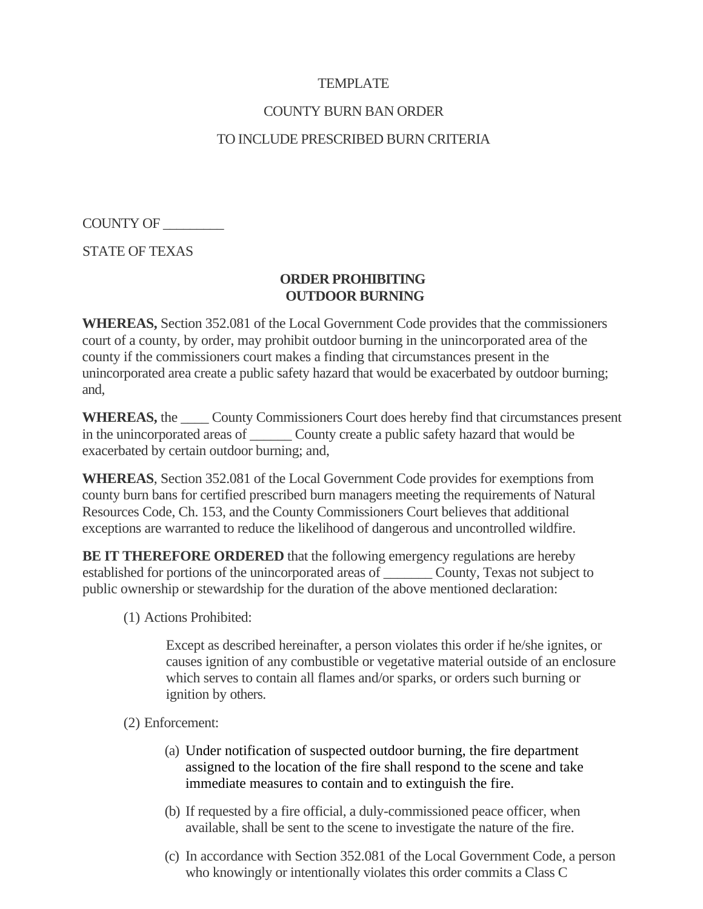TEMPLATE

COUNTY BURN BAN ORDER

TO INCLUDE PRESCRIBED BURN CRITERIA

COUNTY OF _________

STATE OF TEXAS

**ORDER PROHIBITING**
**OUTDOOR BURNING**

**WHEREAS,** Section 352.081 of the Local Government Code provides that the commissioners court of a county, by order, may prohibit outdoor burning in the unincorporated area of the county if the commissioners court makes a finding that circumstances present in the unincorporated area create a public safety hazard that would be exacerbated by outdoor burning; and,

**WHEREAS,** the ____ County Commissioners Court does hereby find that circumstances present in the unincorporated areas of ______ County create a public safety hazard that would be exacerbated by certain outdoor burning; and,

**WHEREAS**, Section 352.081 of the Local Government Code provides for exemptions from county burn bans for certified prescribed burn managers meeting the requirements of Natural Resources Code, Ch. 153, and the County Commissioners Court believes that additional exceptions are warranted to reduce the likelihood of dangerous and uncontrolled wildfire.

**BE IT THEREFORE ORDERED** that the following emergency regulations are hereby established for portions of the unincorporated areas of _______ County, Texas not subject to public ownership or stewardship for the duration of the above mentioned declaration:

(1) Actions Prohibited:

Except as described hereinafter, a person violates this order if he/she ignites, or causes ignition of any combustible or vegetative material outside of an enclosure which serves to contain all flames and/or sparks, or orders such burning or ignition by others.

(2) Enforcement:

(a) Under notification of suspected outdoor burning, the fire department assigned to the location of the fire shall respond to the scene and take immediate measures to contain and to extinguish the fire.

(b) If requested by a fire official, a duly-commissioned peace officer, when available, shall be sent to the scene to investigate the nature of the fire.

(c) In accordance with Section 352.081 of the Local Government Code, a person who knowingly or intentionally violates this order commits a Class C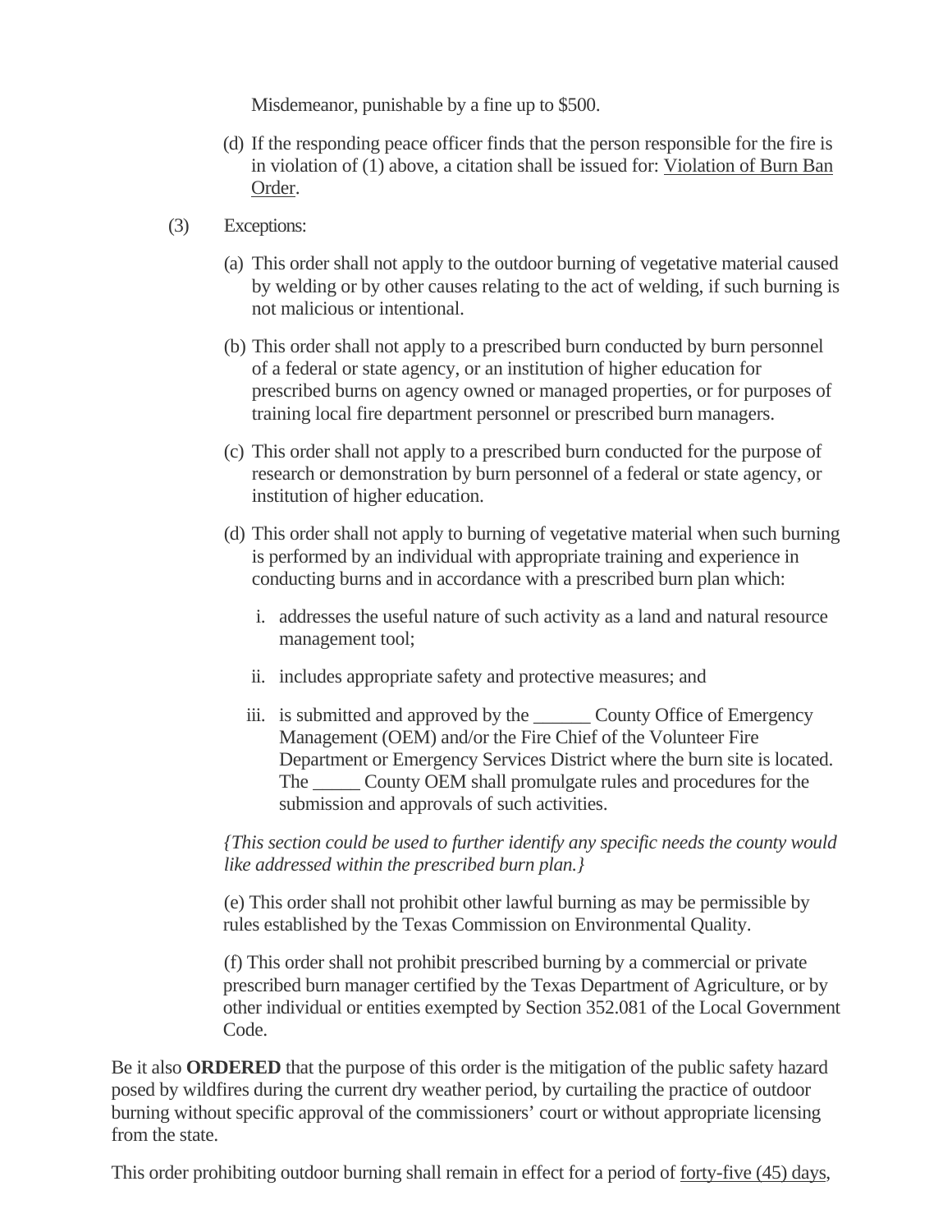Misdemeanor, punishable by a fine up to $500.

(d) If the responding peace officer finds that the person responsible for the fire is in violation of (1) above, a citation shall be issued for: Violation of Burn Ban Order.

(3) Exceptions:

(a) This order shall not apply to the outdoor burning of vegetative material caused by welding or by other causes relating to the act of welding, if such burning is not malicious or intentional.

(b) This order shall not apply to a prescribed burn conducted by burn personnel of a federal or state agency, or an institution of higher education for prescribed burns on agency owned or managed properties, or for purposes of training local fire department personnel or prescribed burn managers.

(c) This order shall not apply to a prescribed burn conducted for the purpose of research or demonstration by burn personnel of a federal or state agency, or institution of higher education.

(d) This order shall not apply to burning of vegetative material when such burning is performed by an individual with appropriate training and experience in conducting burns and in accordance with a prescribed burn plan which:

i. addresses the useful nature of such activity as a land and natural resource management tool;

ii. includes appropriate safety and protective measures; and

iii. is submitted and approved by the ______ County Office of Emergency Management (OEM) and/or the Fire Chief of the Volunteer Fire Department or Emergency Services District where the burn site is located. The _____ County OEM shall promulgate rules and procedures for the submission and approvals of such activities.

*{This section could be used to further identify any specific needs the county would like addressed within the prescribed burn plan.}*

(e) This order shall not prohibit other lawful burning as may be permissible by rules established by the Texas Commission on Environmental Quality.

(f) This order shall not prohibit prescribed burning by a commercial or private prescribed burn manager certified by the Texas Department of Agriculture, or by other individual or entities exempted by Section 352.081 of the Local Government Code.

Be it also **ORDERED** that the purpose of this order is the mitigation of the public safety hazard posed by wildfires during the current dry weather period, by curtailing the practice of outdoor burning without specific approval of the commissioners' court or without appropriate licensing from the state.

This order prohibiting outdoor burning shall remain in effect for a period of forty-five (45) days,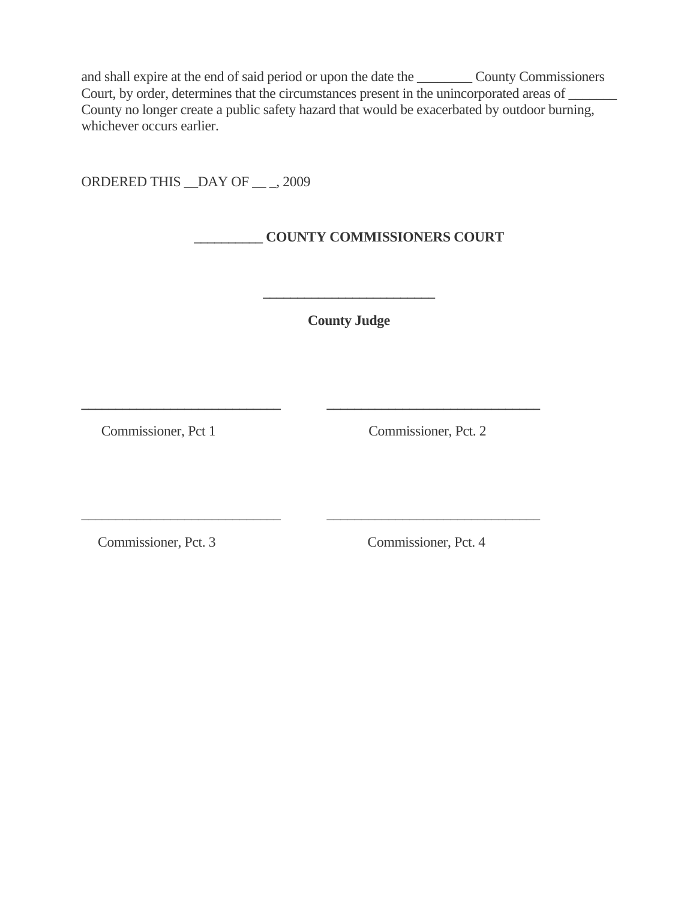and shall expire at the end of said period or upon the date the ________ County Commissioners Court, by order, determines that the circumstances present in the unincorporated areas of _______ County no longer create a public safety hazard that would be exacerbated by outdoor burning, whichever occurs earlier.

ORDERED THIS __DAY OF __ _, 2009

**_________ COUNTY COMMISSIONERS COURT**

**________________________**

**County Judge**

_____________________________ &nbsp;&nbsp;&nbsp;&nbsp;&nbsp;&nbsp;&nbsp; _______________________________

Commissioner, Pct 1 &nbsp;&nbsp;&nbsp;&nbsp;&nbsp;&nbsp;&nbsp;&nbsp;&nbsp;&nbsp;&nbsp;&nbsp;&nbsp;&nbsp;&nbsp;&nbsp;&nbsp;&nbsp;&nbsp;&nbsp;&nbsp;&nbsp;&nbsp;&nbsp;&nbsp;&nbsp; Commissioner, Pct. 2

_____________________________ &nbsp;&nbsp;&nbsp;&nbsp;&nbsp;&nbsp;&nbsp; _______________________________

Commissioner, Pct. 3 &nbsp;&nbsp;&nbsp;&nbsp;&nbsp;&nbsp;&nbsp;&nbsp;&nbsp;&nbsp;&nbsp;&nbsp;&nbsp;&nbsp;&nbsp;&nbsp;&nbsp;&nbsp;&nbsp;&nbsp;&nbsp;&nbsp;&nbsp;&nbsp;&nbsp; Commissioner, Pct. 4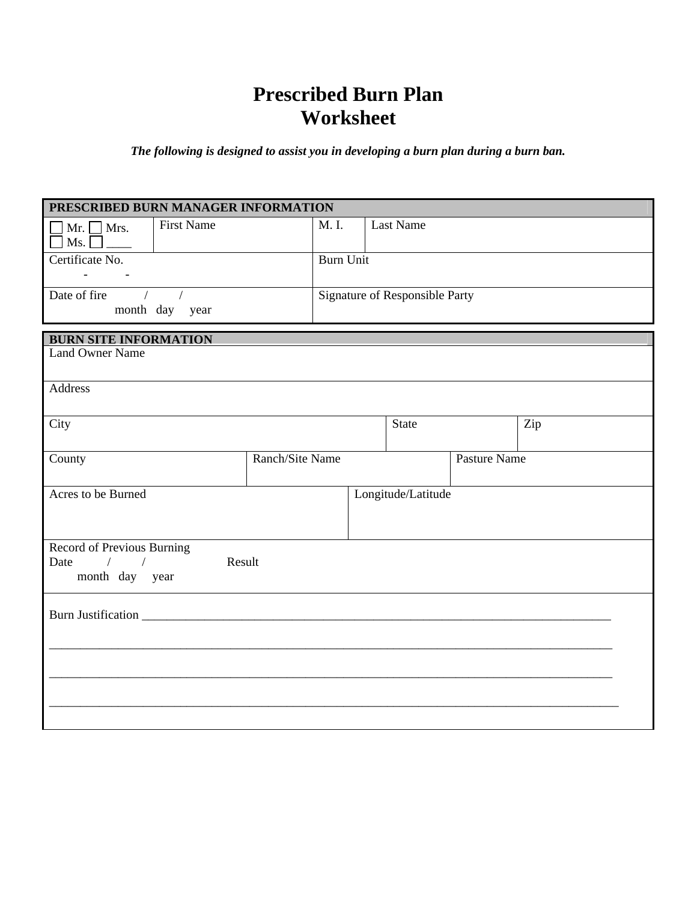# Prescribed Burn Plan
# Worksheet

***The following is designed to assist you in developing a burn plan during a burn ban.***

| **PRESCRIBED BURN MANAGER INFORMATION** | | | |
|---|---|---|---|
| ☐ Mr. ☐ Mrs. ☐ Ms. ☐ ____ | First Name | M. I. | Last Name |
| Certificate No. - - | | Burn Unit | |
| Date of fire / / month day year | | Signature of Responsible Party | |

| **BURN SITE INFORMATION** | | | | | |
|---|---|---|---|---|---|
| Land Owner Name | | | | | |
| Address | | | | | |
| City | | | | State | Zip |
| County | Ranch/Site Name | | Pasture Name | | |
| Acres to be Burned | | Longitude/Latitude | | | |
| Record of Previous Burning<br>Date / / month day year Result | | | | | |
| Burn Justification ___________________________________________<br>___________________________________________<br>___________________________________________<br>___________________________________________ | | | | | |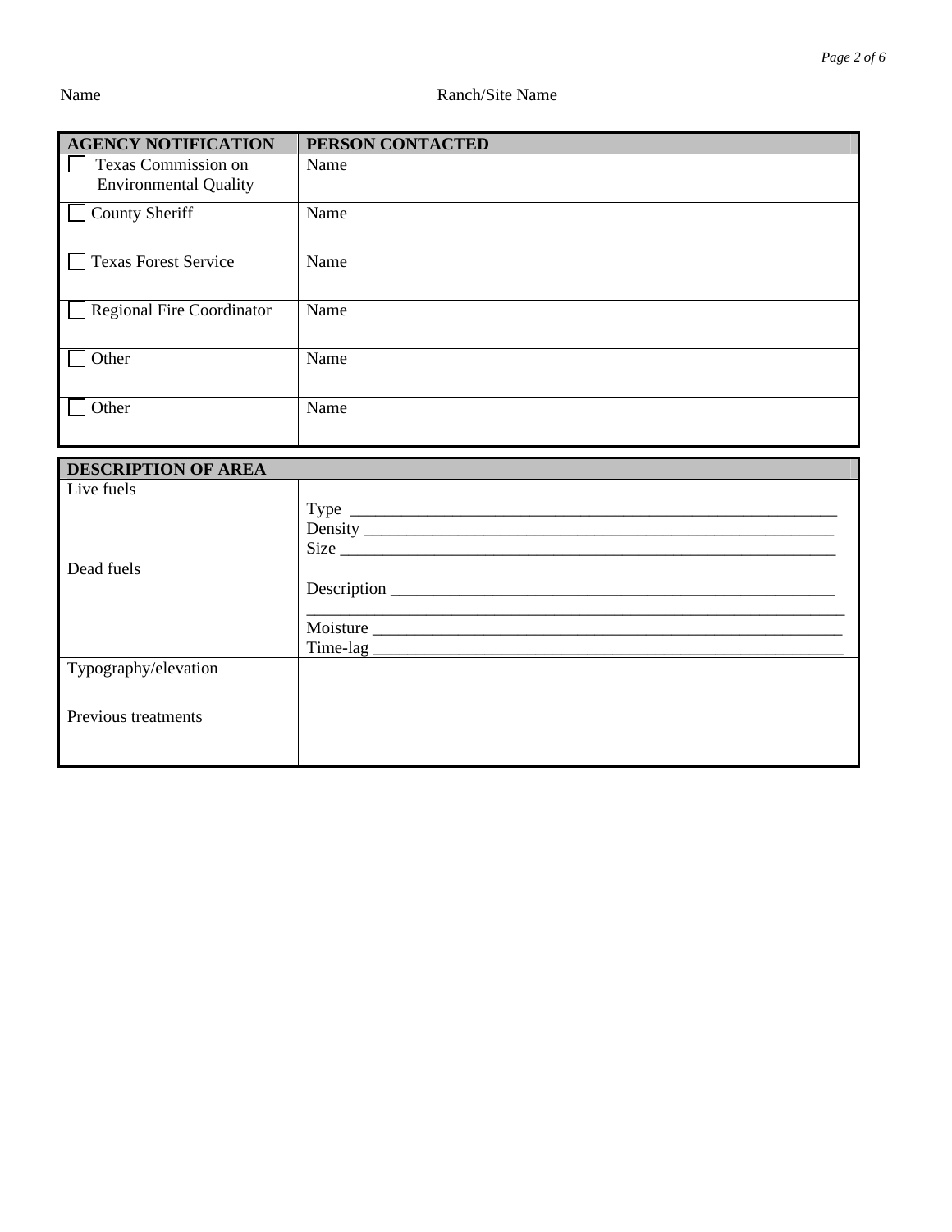Name ______________________________ Ranch/Site Name____________________

| AGENCY NOTIFICATION | PERSON CONTACTED |
| --- | --- |
| ☐ Texas Commission on Environmental Quality | Name |
| ☐ County Sheriff | Name |
| ☐ Texas Forest Service | Name |
| ☐ Regional Fire Coordinator | Name |
| ☐ Other | Name |
| ☐ Other | Name |

| DESCRIPTION OF AREA | |
| --- | --- |
| Live fuels | Type ______________________________________________________<br>Density ____________________________________________________<br>Size _______________________________________________________ |
| Dead fuels | Description _________________________________________________<br>___________________________________________________________<br>Moisture ___________________________________________________<br>Time-lag ___________________________________________________ |
| Typography/elevation | |
| Previous treatments | |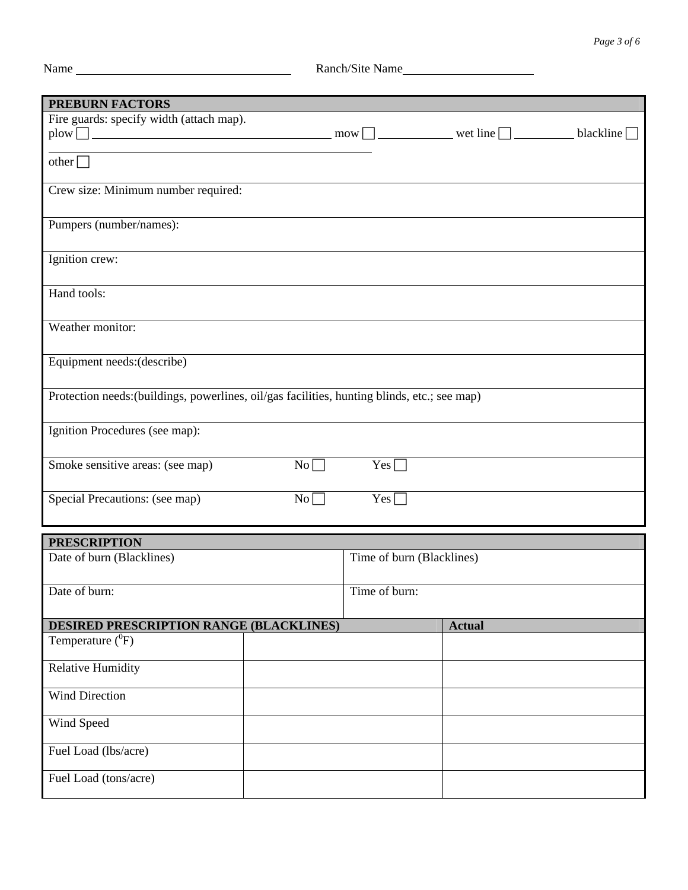Name ____________________ Ranch/Site Name ____________________

| PREBURN FACTORS |
|---|
| Fire guards: specify width (attach map).<br>plow ☐ ____________________ mow ☐ __________ wet line ☐ __________ blackline ☐<br>____________________<br>other ☐ |
| Crew size: Minimum number required: |
| Pumpers (number/names): |
| Ignition crew: |
| Hand tools: |
| Weather monitor: |
| Equipment needs:(describe) |
| Protection needs:(buildings, powerlines, oil/gas facilities, hunting blinds, etc.; see map) |
| Ignition Procedures (see map): |
| Smoke sensitive areas: (see map) No ☐ Yes ☐ |
| Special Precautions: (see map) No ☐ Yes ☐ |

| PRESCRIPTION | |
|---|---|
| Date of burn (Blacklines) | Time of burn (Blacklines) |
| Date of burn: | Time of burn: |

| DESIRED PRESCRIPTION RANGE (BLACKLINES) | | Actual |
|---|---|---|
| Temperature ($^0$F) | | |
| Relative Humidity | | |
| Wind Direction | | |
| Wind Speed | | |
| Fuel Load (lbs/acre) | | |
| Fuel Load (tons/acre) | | |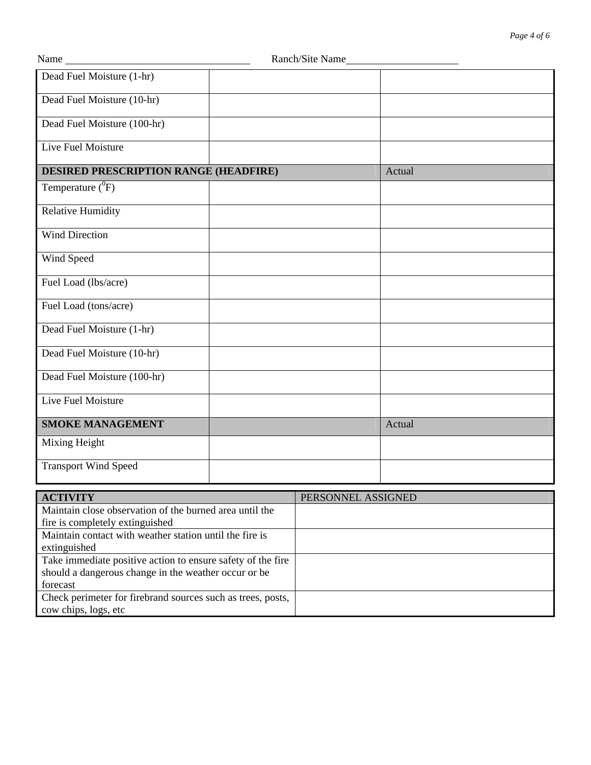Name \_\_\_\_\_\_\_\_\_\_\_\_\_\_\_\_\_\_\_\_\_\_\_\_\_\_\_\_\_\_\_\_\_\_ Ranch/Site Name\_\_\_\_\_\_\_\_\_\_\_\_\_\_\_\_\_\_\_\_\_\_

| | | |
|---|---|---|
| Dead Fuel Moisture (1-hr) | | |
| Dead Fuel Moisture (10-hr) | | |
| Dead Fuel Moisture (100-hr) | | |
| Live Fuel Moisture | | |
| **DESIRED PRESCRIPTION RANGE (HEADFIRE)** | | Actual |
| Temperature ($^0$F) | | |
| Relative Humidity | | |
| Wind Direction | | |
| Wind Speed | | |
| Fuel Load (lbs/acre) | | |
| Fuel Load (tons/acre) | | |
| Dead Fuel Moisture (1-hr) | | |
| Dead Fuel Moisture (10-hr) | | |
| Dead Fuel Moisture (100-hr) | | |
| Live Fuel Moisture | | |
| **SMOKE MANAGEMENT** | | Actual |
| Mixing Height | | |
| Transport Wind Speed | | |

| **ACTIVITY** | PERSONNEL ASSIGNED |
|---|---|
| Maintain close observation of the burned area until the fire is completely extinguished | |
| Maintain contact with weather station until the fire is extinguished | |
| Take immediate positive action to ensure safety of the fire should a dangerous change in the weather occur or be forecast | |
| Check perimeter for firebrand sources such as trees, posts, cow chips, logs, etc | |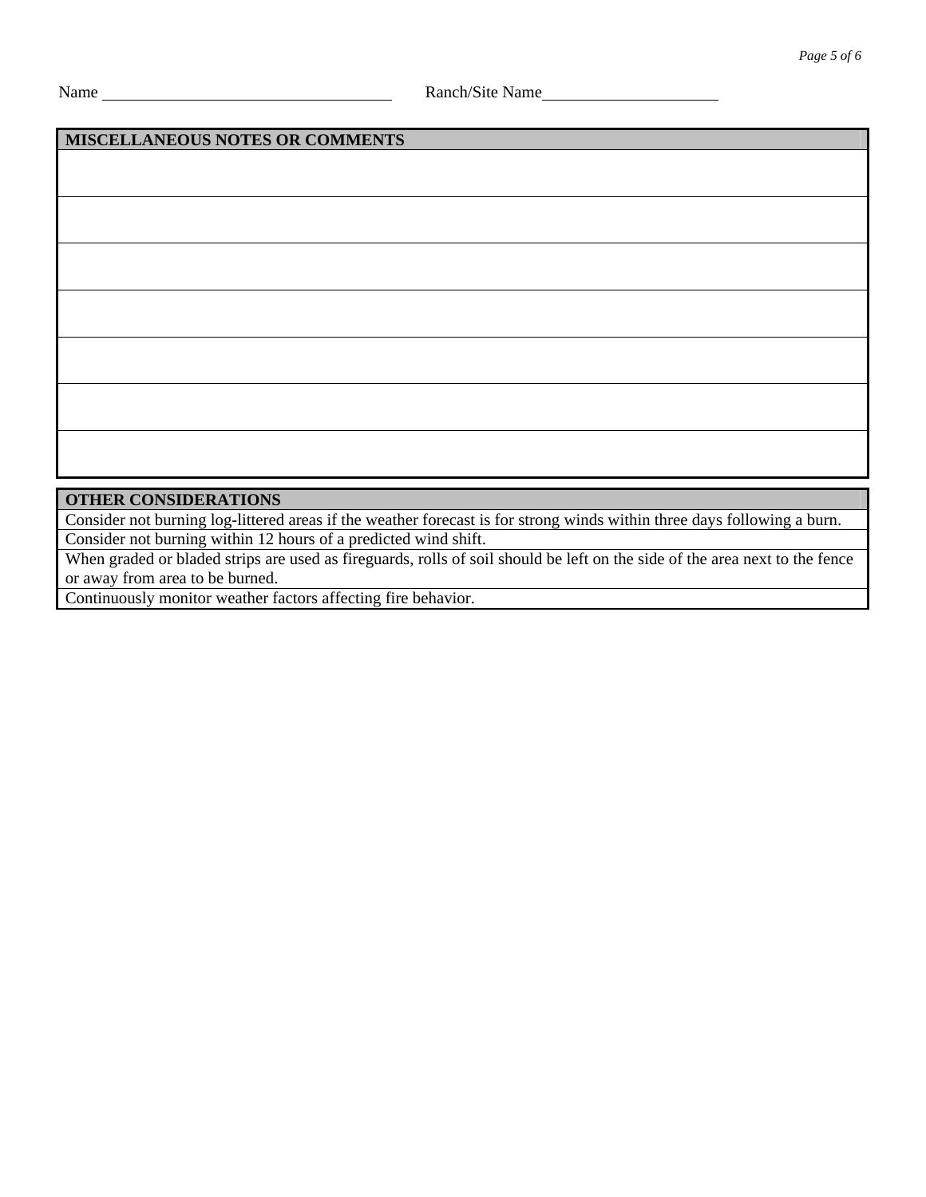Name \_\_\_\_\_\_\_\_\_\_\_\_\_\_\_\_\_\_\_\_\_\_\_\_\_\_\_\_\_\_\_\_\_\_ Ranch/Site Name\_\_\_\_\_\_\_\_\_\_\_\_\_\_\_\_\_\_\_\_\_\_

| MISCELLANEOUS NOTES OR COMMENTS |
|---|
| |
| |
| |
| |
| |
| |
| |

| OTHER CONSIDERATIONS |
|---|
| Consider not burning log-littered areas if the weather forecast is for strong winds within three days following a burn. |
| Consider not burning within 12 hours of a predicted wind shift. |
| When graded or bladed strips are used as fireguards, rolls of soil should be left on the side of the area next to the fence or away from area to be burned. |
| Continuously monitor weather factors affecting fire behavior. |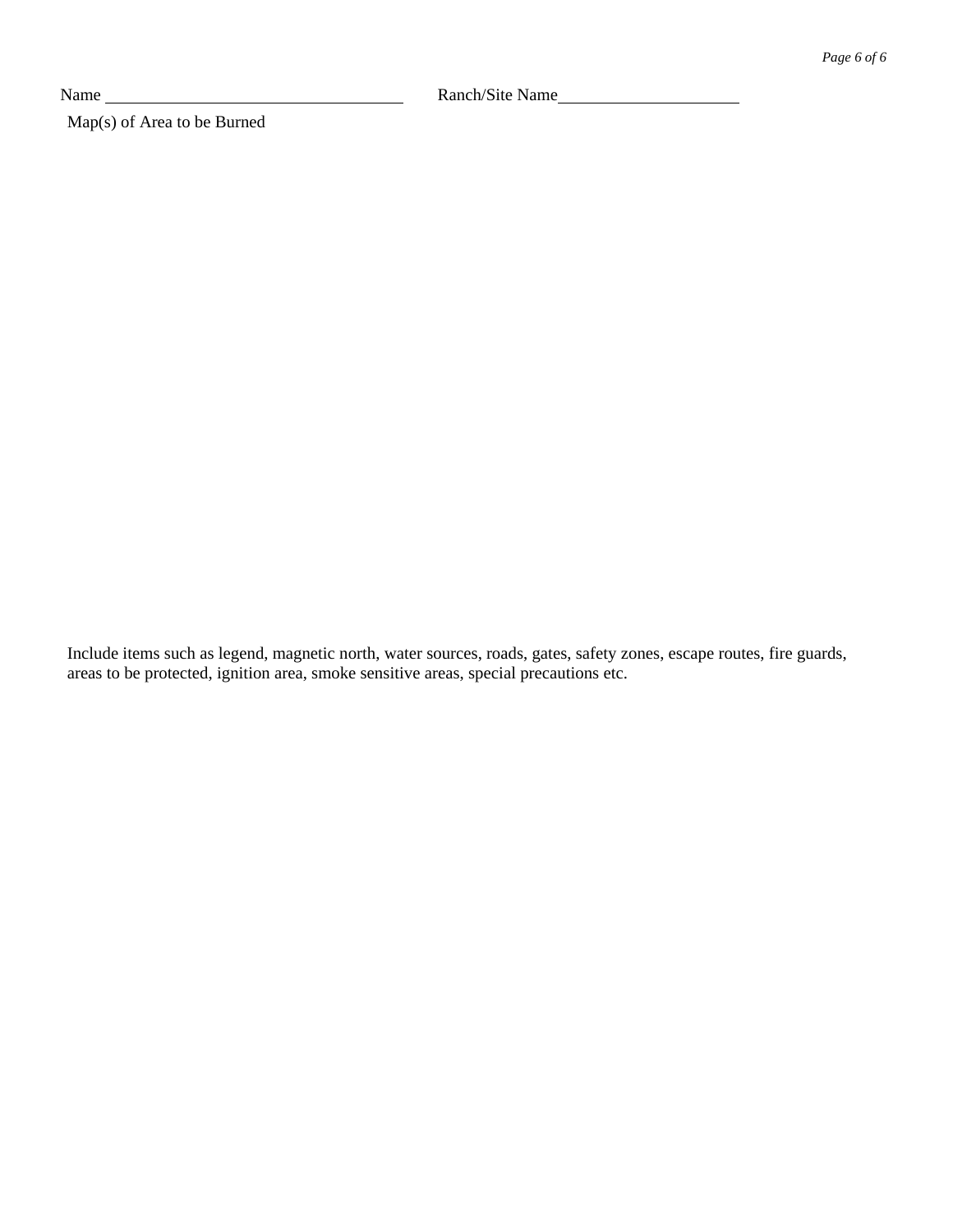Name ______________________________ Ranch/Site Name____________________

Map(s) of Area to be Burned

Include items such as legend, magnetic north, water sources, roads, gates, safety zones, escape routes, fire guards, areas to be protected, ignition area, smoke sensitive areas, special precautions etc.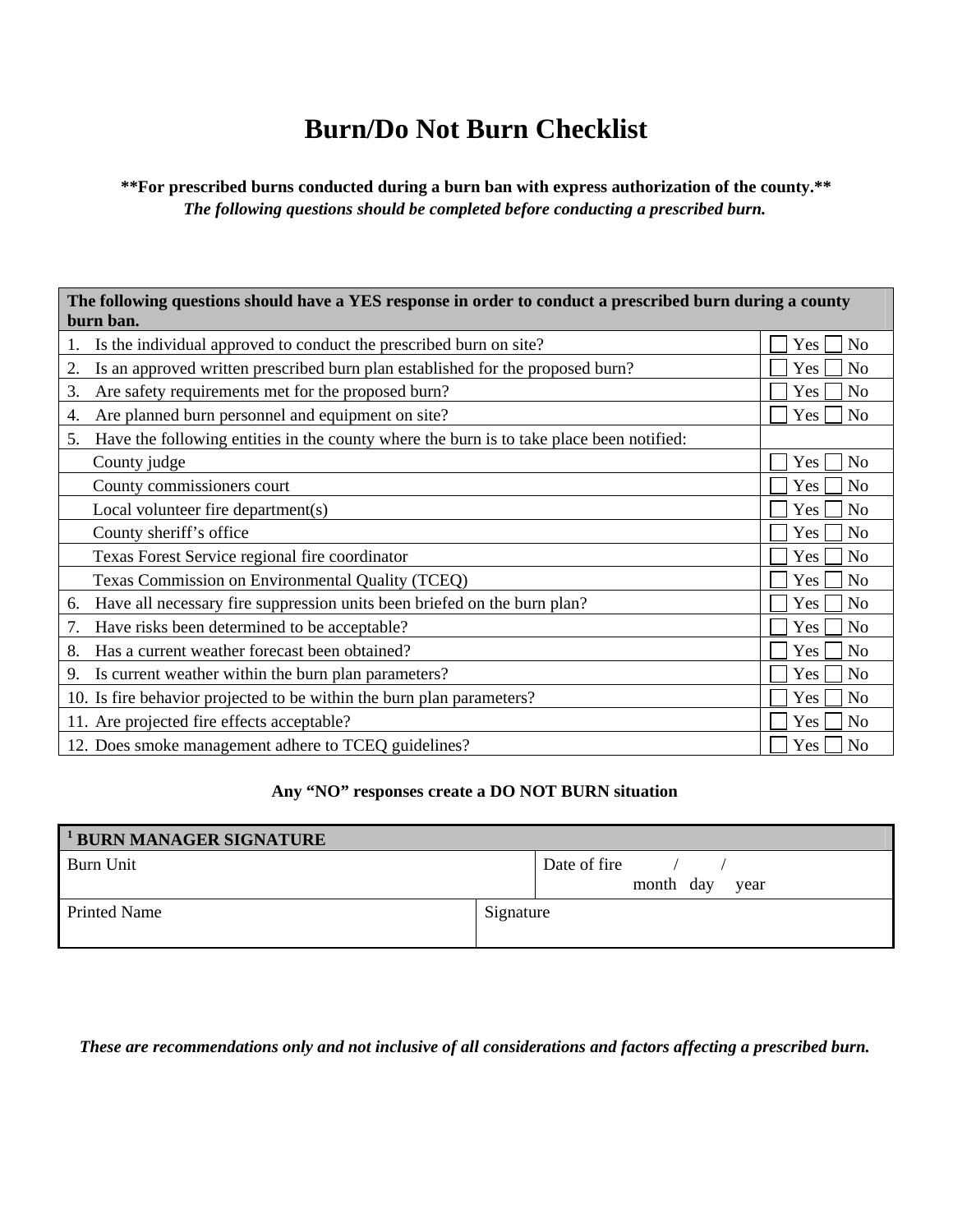# Burn/Do Not Burn Checklist

**\*\*For prescribed burns conducted during a burn ban with express authorization of the county.\*\***

***The following questions should be completed before conducting a prescribed burn.***

| **The following questions should have a YES response in order to conduct a prescribed burn during a county burn ban.** | |
|---|---|
| 1. Is the individual approved to conduct the prescribed burn on site? | ☐ Yes ☐ No |
| 2. Is an approved written prescribed burn plan established for the proposed burn? | ☐ Yes ☐ No |
| 3. Are safety requirements met for the proposed burn? | ☐ Yes ☐ No |
| 4. Are planned burn personnel and equipment on site? | ☐ Yes ☐ No |
| 5. Have the following entities in the county where the burn is to take place been notified: | |
| County judge | ☐ Yes ☐ No |
| County commissioners court | ☐ Yes ☐ No |
| Local volunteer fire department(s) | ☐ Yes ☐ No |
| County sheriff's office | ☐ Yes ☐ No |
| Texas Forest Service regional fire coordinator | ☐ Yes ☐ No |
| Texas Commission on Environmental Quality (TCEQ) | ☐ Yes ☐ No |
| 6. Have all necessary fire suppression units been briefed on the burn plan? | ☐ Yes ☐ No |
| 7. Have risks been determined to be acceptable? | ☐ Yes ☐ No |
| 8. Has a current weather forecast been obtained? | ☐ Yes ☐ No |
| 9. Is current weather within the burn plan parameters? | ☐ Yes ☐ No |
| 10. Is fire behavior projected to be within the burn plan parameters? | ☐ Yes ☐ No |
| 11. Are projected fire effects acceptable? | ☐ Yes ☐ No |
| 12. Does smoke management adhere to TCEQ guidelines? | ☐ Yes ☐ No |

**Any "NO" responses create a DO NOT BURN situation**

| **[1] BURN MANAGER SIGNATURE** | |
|---|---|
| Burn Unit | Date of fire / / (month day year) |
| Printed Name | Signature |

***These are recommendations only and not inclusive of all considerations and factors affecting a prescribed burn.***